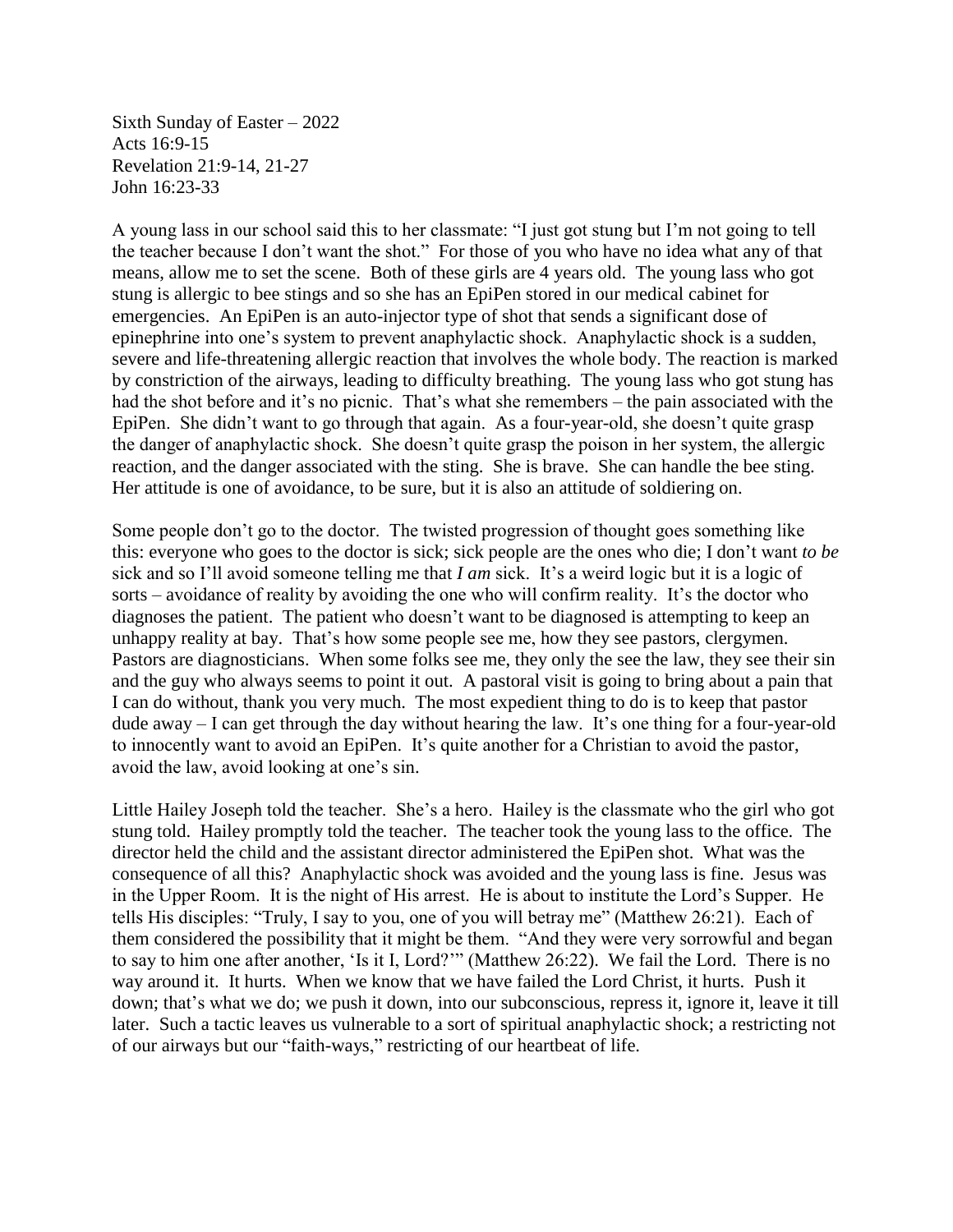Sixth Sunday of Easter – 2022
Acts 16:9-15
Revelation 21:9-14, 21-27
John 16:23-33

A young lass in our school said this to her classmate: "I just got stung but I'm not going to tell the teacher because I don't want the shot." For those of you who have no idea what any of that means, allow me to set the scene. Both of these girls are 4 years old. The young lass who got stung is allergic to bee stings and so she has an EpiPen stored in our medical cabinet for emergencies. An EpiPen is an auto-injector type of shot that sends a significant dose of epinephrine into one's system to prevent anaphylactic shock. Anaphylactic shock is a sudden, severe and life-threatening allergic reaction that involves the whole body. The reaction is marked by constriction of the airways, leading to difficulty breathing. The young lass who got stung has had the shot before and it's no picnic. That's what she remembers – the pain associated with the EpiPen. She didn't want to go through that again. As a four-year-old, she doesn't quite grasp the danger of anaphylactic shock. She doesn't quite grasp the poison in her system, the allergic reaction, and the danger associated with the sting. She is brave. She can handle the bee sting. Her attitude is one of avoidance, to be sure, but it is also an attitude of soldiering on.

Some people don't go to the doctor. The twisted progression of thought goes something like this: everyone who goes to the doctor is sick; sick people are the ones who die; I don't want *to be* sick and so I'll avoid someone telling me that *I am* sick. It's a weird logic but it is a logic of sorts – avoidance of reality by avoiding the one who will confirm reality. It's the doctor who diagnoses the patient. The patient who doesn't want to be diagnosed is attempting to keep an unhappy reality at bay. That's how some people see me, how they see pastors, clergymen. Pastors are diagnosticians. When some folks see me, they only the see the law, they see their sin and the guy who always seems to point it out. A pastoral visit is going to bring about a pain that I can do without, thank you very much. The most expedient thing to do is to keep that pastor dude away – I can get through the day without hearing the law. It's one thing for a four-year-old to innocently want to avoid an EpiPen. It's quite another for a Christian to avoid the pastor, avoid the law, avoid looking at one's sin.

Little Hailey Joseph told the teacher. She's a hero. Hailey is the classmate who the girl who got stung told. Hailey promptly told the teacher. The teacher took the young lass to the office. The director held the child and the assistant director administered the EpiPen shot. What was the consequence of all this? Anaphylactic shock was avoided and the young lass is fine. Jesus was in the Upper Room. It is the night of His arrest. He is about to institute the Lord's Supper. He tells His disciples: "Truly, I say to you, one of you will betray me" (Matthew 26:21). Each of them considered the possibility that it might be them. "And they were very sorrowful and began to say to him one after another, 'Is it I, Lord?'" (Matthew 26:22). We fail the Lord. There is no way around it. It hurts. When we know that we have failed the Lord Christ, it hurts. Push it down; that's what we do; we push it down, into our subconscious, repress it, ignore it, leave it till later. Such a tactic leaves us vulnerable to a sort of spiritual anaphylactic shock; a restricting not of our airways but our "faith-ways," restricting of our heartbeat of life.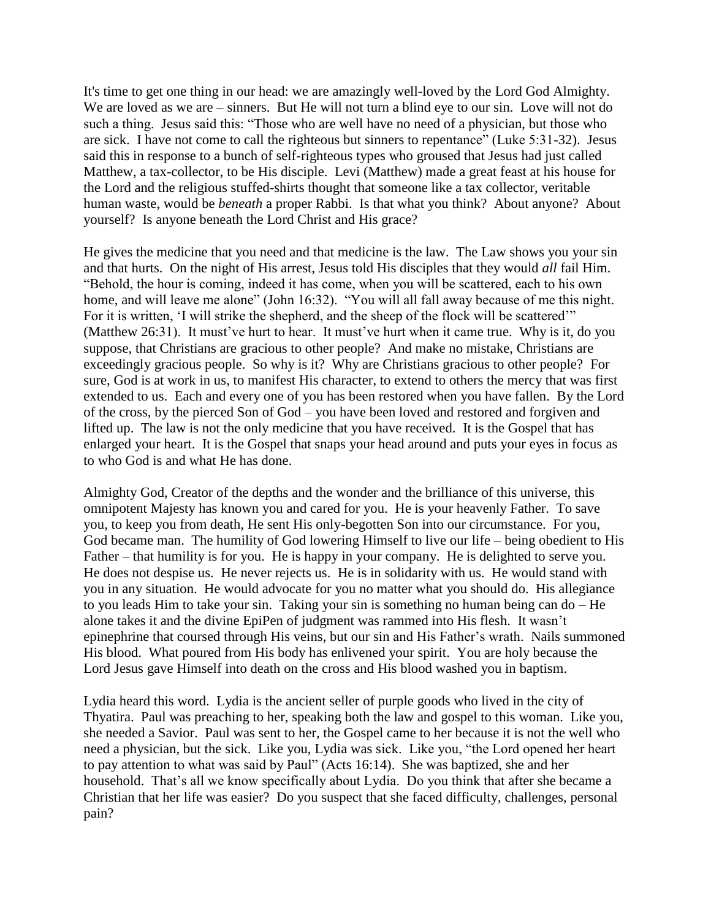It's time to get one thing in our head: we are amazingly well-loved by the Lord God Almighty. We are loved as we are – sinners. But He will not turn a blind eye to our sin. Love will not do such a thing. Jesus said this: "Those who are well have no need of a physician, but those who are sick. I have not come to call the righteous but sinners to repentance" (Luke 5:31-32). Jesus said this in response to a bunch of self-righteous types who groused that Jesus had just called Matthew, a tax-collector, to be His disciple. Levi (Matthew) made a great feast at his house for the Lord and the religious stuffed-shirts thought that someone like a tax collector, veritable human waste, would be *beneath* a proper Rabbi. Is that what you think? About anyone? About yourself? Is anyone beneath the Lord Christ and His grace?

He gives the medicine that you need and that medicine is the law. The Law shows you your sin and that hurts. On the night of His arrest, Jesus told His disciples that they would *all* fail Him. "Behold, the hour is coming, indeed it has come, when you will be scattered, each to his own home, and will leave me alone" (John 16:32). "You will all fall away because of me this night. For it is written, 'I will strike the shepherd, and the sheep of the flock will be scattered'" (Matthew 26:31). It must've hurt to hear. It must've hurt when it came true. Why is it, do you suppose, that Christians are gracious to other people? And make no mistake, Christians are exceedingly gracious people. So why is it? Why are Christians gracious to other people? For sure, God is at work in us, to manifest His character, to extend to others the mercy that was first extended to us. Each and every one of you has been restored when you have fallen. By the Lord of the cross, by the pierced Son of God – you have been loved and restored and forgiven and lifted up. The law is not the only medicine that you have received. It is the Gospel that has enlarged your heart. It is the Gospel that snaps your head around and puts your eyes in focus as to who God is and what He has done.

Almighty God, Creator of the depths and the wonder and the brilliance of this universe, this omnipotent Majesty has known you and cared for you. He is your heavenly Father. To save you, to keep you from death, He sent His only-begotten Son into our circumstance. For you, God became man. The humility of God lowering Himself to live our life – being obedient to His Father – that humility is for you. He is happy in your company. He is delighted to serve you. He does not despise us. He never rejects us. He is in solidarity with us. He would stand with you in any situation. He would advocate for you no matter what you should do. His allegiance to you leads Him to take your sin. Taking your sin is something no human being can do – He alone takes it and the divine EpiPen of judgment was rammed into His flesh. It wasn't epinephrine that coursed through His veins, but our sin and His Father's wrath. Nails summoned His blood. What poured from His body has enlivened your spirit. You are holy because the Lord Jesus gave Himself into death on the cross and His blood washed you in baptism.

Lydia heard this word. Lydia is the ancient seller of purple goods who lived in the city of Thyatira. Paul was preaching to her, speaking both the law and gospel to this woman. Like you, she needed a Savior. Paul was sent to her, the Gospel came to her because it is not the well who need a physician, but the sick. Like you, Lydia was sick. Like you, "the Lord opened her heart to pay attention to what was said by Paul" (Acts 16:14). She was baptized, she and her household. That's all we know specifically about Lydia. Do you think that after she became a Christian that her life was easier? Do you suspect that she faced difficulty, challenges, personal pain?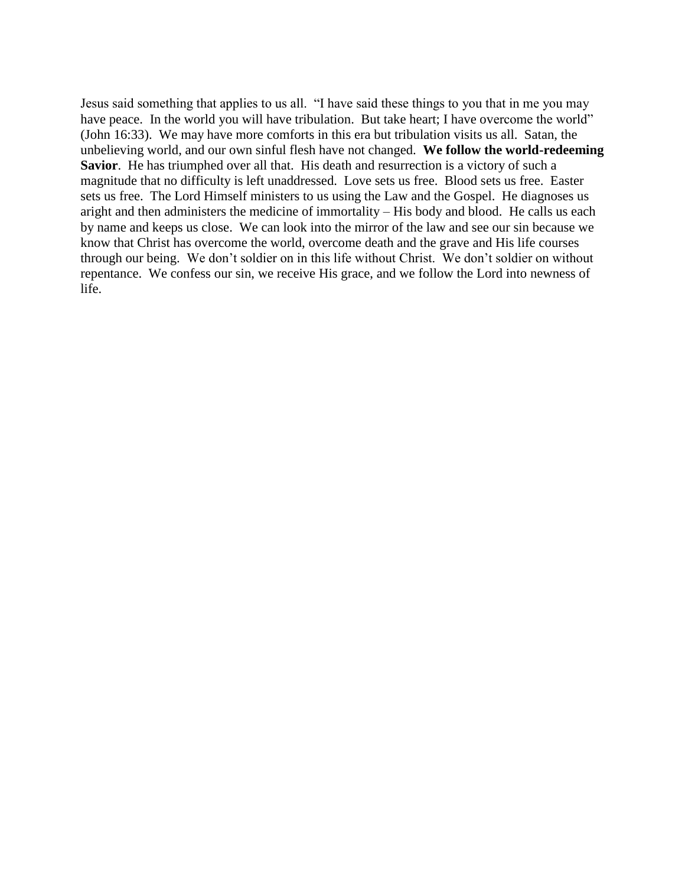Jesus said something that applies to us all. "I have said these things to you that in me you may have peace. In the world you will have tribulation. But take heart; I have overcome the world" (John 16:33). We may have more comforts in this era but tribulation visits us all. Satan, the unbelieving world, and our own sinful flesh have not changed. **We follow the world-redeeming Savior**. He has triumphed over all that. His death and resurrection is a victory of such a magnitude that no difficulty is left unaddressed. Love sets us free. Blood sets us free. Easter sets us free. The Lord Himself ministers to us using the Law and the Gospel. He diagnoses us aright and then administers the medicine of immortality – His body and blood. He calls us each by name and keeps us close. We can look into the mirror of the law and see our sin because we know that Christ has overcome the world, overcome death and the grave and His life courses through our being. We don't soldier on in this life without Christ. We don't soldier on without repentance. We confess our sin, we receive His grace, and we follow the Lord into newness of life.